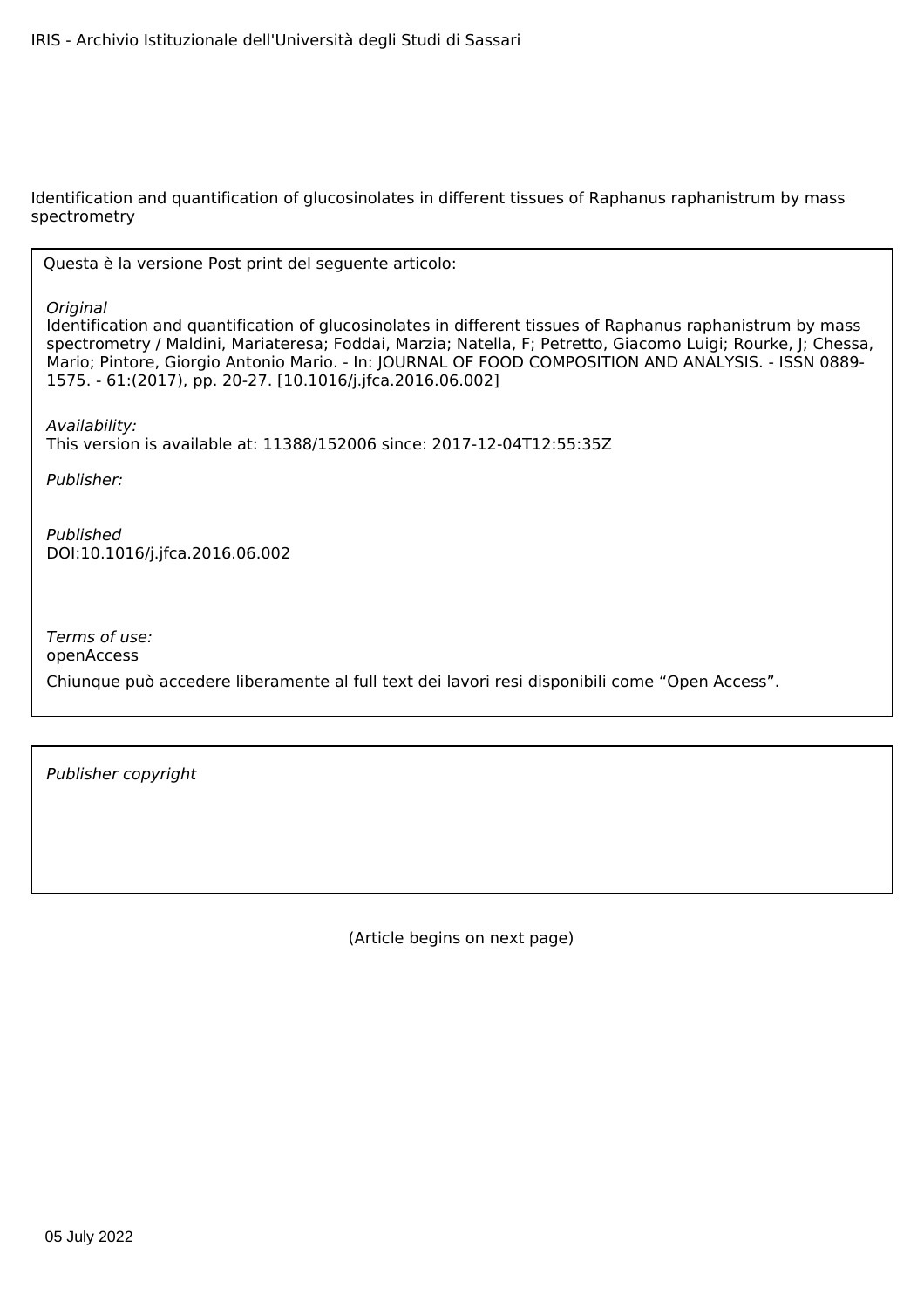IRIS - Archivio Istituzionale dell'Università degli Studi di Sassari

Identification and quantification of glucosinolates in different tissues of Raphanus raphanistrum by mass spectrometry

Questa è la versione Post print del seguente articolo:

*Original*

Identification and quantification of glucosinolates in different tissues of Raphanus raphanistrum by mass spectrometry / Maldini, Mariateresa; Foddai, Marzia; Natella, F; Petretto, Giacomo Luigi; Rourke, J; Chessa, Mario; Pintore, Giorgio Antonio Mario. - In: JOURNAL OF FOOD COMPOSITION AND ANALYSIS. - ISSN 0889-1575. - 61:(2017), pp. 20-27. [10.1016/j.jfca.2016.06.002]

*Availability:*

This version is available at: 11388/152006 since: 2017-12-04T12:55:35Z

*Publisher:*

*Published*

DOI:10.1016/j.jfca.2016.06.002

*Terms of use:*

openAccess

Chiunque può accedere liberamente al full text dei lavori resi disponibili come "Open Access".

*Publisher copyright*

(Article begins on next page)

05 July 2022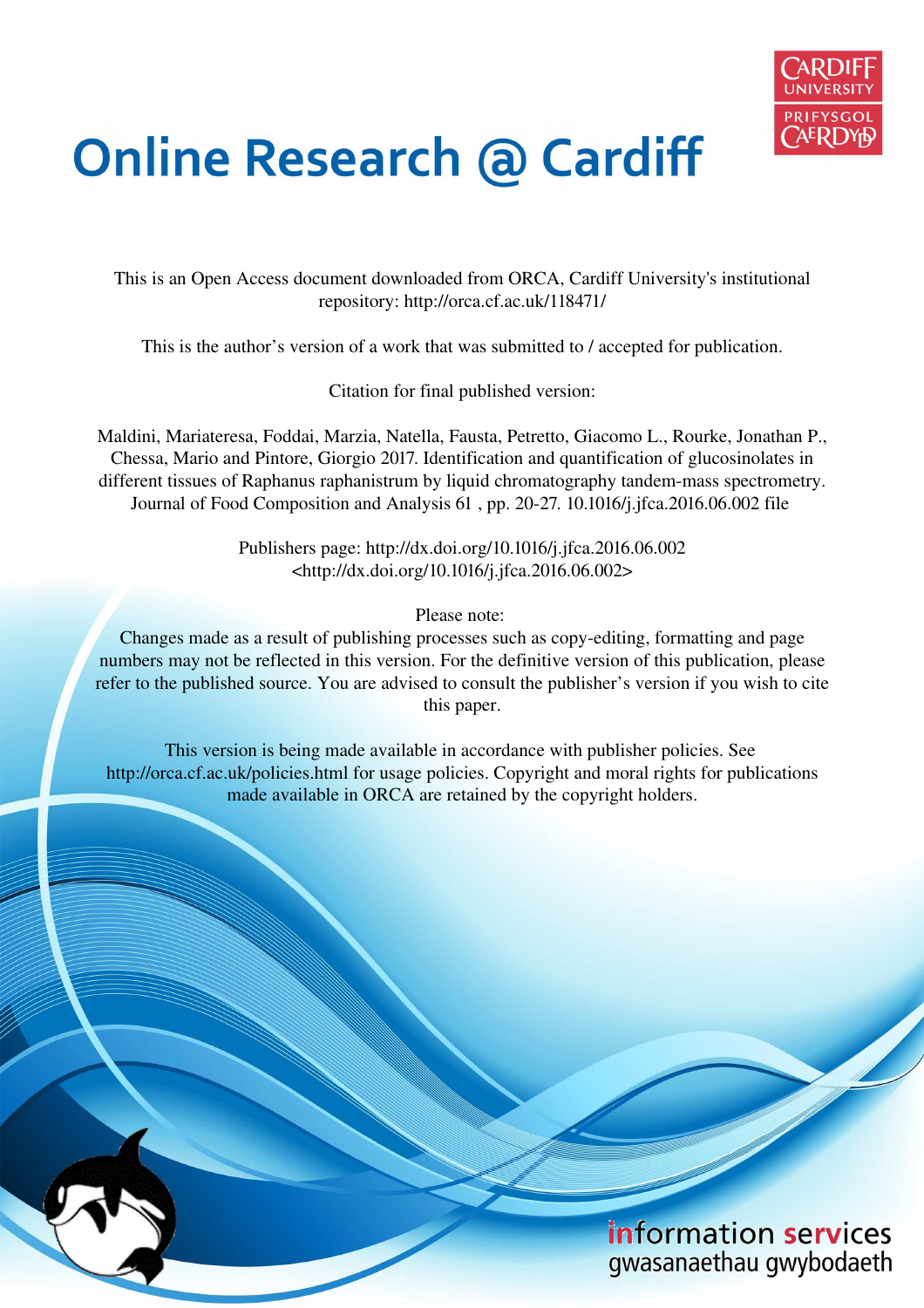Online Research @ Cardiff

This is an Open Access document downloaded from ORCA, Cardiff University's institutional repository: http://orca.cf.ac.uk/118471/

This is the author's version of a work that was submitted to / accepted for publication.

Citation for final published version:

Maldini, Mariateresa, Foddai, Marzia, Natella, Fausta, Petretto, Giacomo L., Rourke, Jonathan P., Chessa, Mario and Pintore, Giorgio 2017. Identification and quantification of glucosinolates in different tissues of Raphanus raphanistrum by liquid chromatography tandem-mass spectrometry. Journal of Food Composition and Analysis 61 , pp. 20-27. 10.1016/j.jfca.2016.06.002 file

Publishers page: http://dx.doi.org/10.1016/j.jfca.2016.06.002
<http://dx.doi.org/10.1016/j.jfca.2016.06.002>

Please note:
Changes made as a result of publishing processes such as copy-editing, formatting and page numbers may not be reflected in this version. For the definitive version of this publication, please refer to the published source. You are advised to consult the publisher's version if you wish to cite this paper.

This version is being made available in accordance with publisher policies. See http://orca.cf.ac.uk/policies.html for usage policies. Copyright and moral rights for publications made available in ORCA are retained by the copyright holders.

information services
gwasanaethau gwybodaeth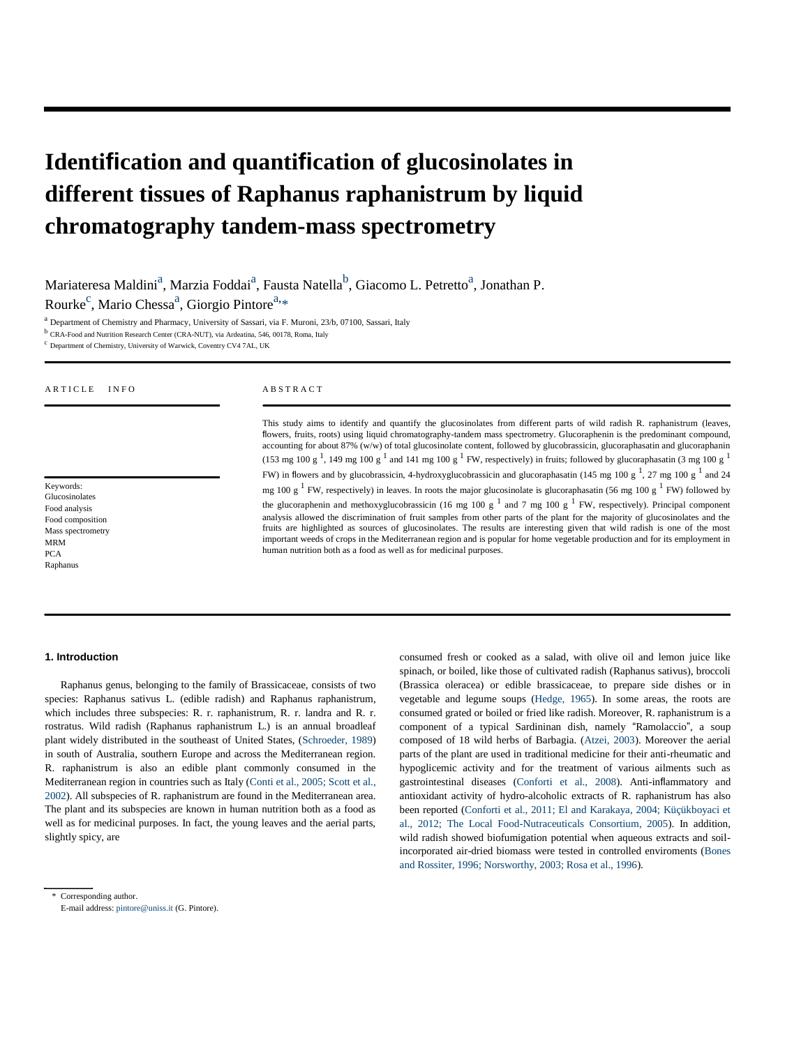# Identification and quantification of glucosinolates in different tissues of Raphanus raphanistrum by liquid chromatography tandem-mass spectrometry

Mariateresa Maldini[a], Marzia Foddai[a], Fausta Natella[b], Giacomo L. Petretto[a], Jonathan P. Rourke[c], Mario Chessa[a], Giorgio Pintore[a,*]

[a] Department of Chemistry and Pharmacy, University of Sassari, via F. Muroni, 23/b, 07100, Sassari, Italy

[b] CRA-Food and Nutrition Research Center (CRA-NUT), via Ardeatina, 546, 00178, Roma, Italy

[c] Department of Chemistry, University of Warwick, Coventry CV4 7AL, UK

ARTICLE INFO

Keywords:
Glucosinolates
Food analysis
Food composition
Mass spectrometry
MRM
PCA
Raphanus

ABSTRACT

This study aims to identify and quantify the glucosinolates from different parts of wild radish R. raphanistrum (leaves, flowers, fruits, roots) using liquid chromatography-tandem mass spectrometry. Glucoraphenin is the predominant compound, accounting for about 87% (w/w) of total glucosinolate content, followed by glucobrassicin, glucoraphasatin and glucoraphanin (153 mg 100 g $^{-1}$, 149 mg 100 g $^{-1}$ and 141 mg 100 g $^{-1}$ FW, respectively) in fruits; followed by glucoraphasatin (3 mg 100 g $^{-1}$ FW) in flowers and by glucobrassicin, 4-hydroxyglucobrassicin and glucoraphasatin (145 mg 100 g $^{-1}$, 27 mg 100 g $^{-1}$ and 24 mg 100 g $^{-1}$ FW, respectively) in leaves. In roots the major glucosinolate is glucoraphasatin (56 mg 100 g $^{-1}$ FW) followed by the glucoraphenin and methoxyglucobrassicin (16 mg 100 g $^{-1}$ and 7 mg 100 g $^{-1}$ FW, respectively). Principal component analysis allowed the discrimination of fruit samples from other parts of the plant for the majority of glucosinolates and the fruits are highlighted as sources of glucosinolates. The results are interesting given that wild radish is one of the most important weeds of crops in the Mediterranean region and is popular for home vegetable production and for its employment in human nutrition both as a food as well as for medicinal purposes.

## 1. Introduction

Raphanus genus, belonging to the family of Brassicaceae, consists of two species: Raphanus sativus L. (edible radish) and Raphanus raphanistrum, which includes three subspecies: R. r. raphanistrum, R. r. landra and R. r. rostratus. Wild radish (Raphanus raphanistrum L.) is an annual broadleaf plant widely distributed in the southeast of United States, (Schroeder, 1989) in south of Australia, southern Europe and across the Mediterranean region. R. raphanistrum is also an edible plant commonly consumed in the Mediterranean region in countries such as Italy (Conti et al., 2005; Scott et al., 2002). All subspecies of R. raphanistrum are found in the Mediterranean area. The plant and its subspecies are known in human nutrition both as a food as well as for medicinal purposes. In fact, the young leaves and the aerial parts, slightly spicy, are consumed fresh or cooked as a salad, with olive oil and lemon juice like spinach, or boiled, like those of cultivated radish (Raphanus sativus), broccoli (Brassica oleracea) or edible brassicaceae, to prepare side dishes or in vegetable and legume soups (Hedge, 1965). In some areas, the roots are consumed grated or boiled or fried like radish. Moreover, R. raphanistrum is a component of a typical Sardininan dish, namely "Ramolaccio", a soup composed of 18 wild herbs of Barbagia. (Atzei, 2003). Moreover the aerial parts of the plant are used in traditional medicine for their anti-rheumatic and hypoglicemic activity and for the treatment of various ailments such as gastrointestinal diseases (Conforti et al., 2008). Anti-inflammatory and antioxidant activity of hydro-alcoholic extracts of R. raphanistrum has also been reported (Conforti et al., 2011; El and Karakaya, 2004; Küçükboyaci et al., 2012; The Local Food-Nutraceuticals Consortium, 2005). In addition, wild radish showed biofumigation potential when aqueous extracts and soil-incorporated air-dried biomass were tested in controlled enviroments (Bones and Rossiter, 1996; Norsworthy, 2003; Rosa et al., 1996).

* Corresponding author.
E-mail address: pintore@uniss.it (G. Pintore).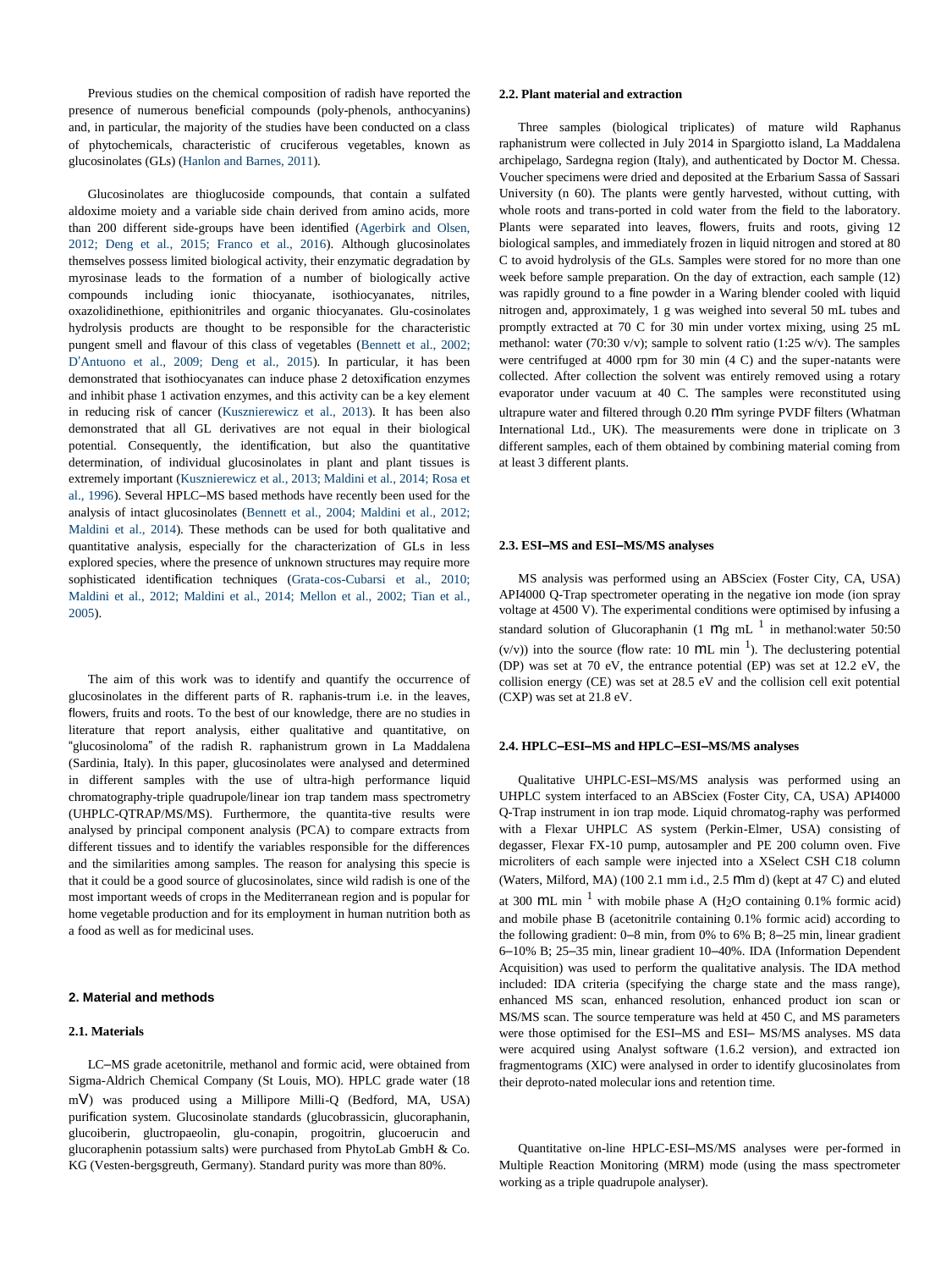Previous studies on the chemical composition of radish have reported the presence of numerous beneficial compounds (poly-phenols, anthocyanins) and, in particular, the majority of the studies have been conducted on a class of phytochemicals, characteristic of cruciferous vegetables, known as glucosinolates (GLs) (Hanlon and Barnes, 2011).

Glucosinolates are thioglucoside compounds, that contain a sulfated aldoxime moiety and a variable side chain derived from amino acids, more than 200 different side-groups have been identified (Agerbirk and Olsen, 2012; Deng et al., 2015; Franco et al., 2016). Although glucosinolates themselves possess limited biological activity, their enzymatic degradation by myrosinase leads to the formation of a number of biologically active compounds including ionic thiocyanate, isothiocyanates, nitriles, oxazolidinethione, epithionitriles and organic thiocyanates. Glu-cosinolates hydrolysis products are thought to be responsible for the characteristic pungent smell and flavour of this class of vegetables (Bennett et al., 2002; D'Antuono et al., 2009; Deng et al., 2015). In particular, it has been demonstrated that isothiocyanates can induce phase 2 detoxification enzymes and inhibit phase 1 activation enzymes, and this activity can be a key element in reducing risk of cancer (Kusznierewicz et al., 2013). It has been also demonstrated that all GL derivatives are not equal in their biological potential. Consequently, the identification, but also the quantitative determination, of individual glucosinolates in plant and plant tissues is extremely important (Kusznierewicz et al., 2013; Maldini et al., 2014; Rosa et al., 1996). Several HPLC–MS based methods have recently been used for the analysis of intact glucosinolates (Bennett et al., 2004; Maldini et al., 2012; Maldini et al., 2014). These methods can be used for both qualitative and quantitative analysis, especially for the characterization of GLs in less explored species, where the presence of unknown structures may require more sophisticated identification techniques (Grata-cos-Cubarsi et al., 2010; Maldini et al., 2012; Maldini et al., 2014; Mellon et al., 2002; Tian et al., 2005).

The aim of this work was to identify and quantify the occurrence of glucosinolates in the different parts of R. raphanis-trum i.e. in the leaves, flowers, fruits and roots. To the best of our knowledge, there are no studies in literature that report analysis, either qualitative and quantitative, on "glucosinoloma" of the radish R. raphanistrum grown in La Maddalena (Sardinia, Italy). In this paper, glucosinolates were analysed and determined in different samples with the use of ultra-high performance liquid chromatography-triple quadrupole/linear ion trap tandem mass spectrometry (UHPLC-QTRAP/MS/MS). Furthermore, the quantita-tive results were analysed by principal component analysis (PCA) to compare extracts from different tissues and to identify the variables responsible for the differences and the similarities among samples. The reason for analysing this specie is that it could be a good source of glucosinolates, since wild radish is one of the most important weeds of crops in the Mediterranean region and is popular for home vegetable production and for its employment in human nutrition both as a food as well as for medicinal uses.

## 2. Material and methods

### 2.1. Materials

LC–MS grade acetonitrile, methanol and formic acid, were obtained from Sigma-Aldrich Chemical Company (St Louis, MO). HPLC grade water (18 mΩ) was produced using a Millipore Milli-Q (Bedford, MA, USA) purification system. Glucosinolate standards (glucobrassicin, glucoraphanin, glucoiberin, gluctropaeolin, glu-conapin, progoitrin, glucoerucin and glucoraphenin potassium salts) were purchased from PhytoLab GmbH & Co. KG (Vesten-bergsgreuth, Germany). Standard purity was more than 80%.

### 2.2. Plant material and extraction

Three samples (biological triplicates) of mature wild Raphanus raphanistrum were collected in July 2014 in Spargiotto island, La Maddalena archipelago, Sardegna region (Italy), and authenticated by Doctor M. Chessa. Voucher specimens were dried and deposited at the Erbarium Sassa of Sassari University (n 60). The plants were gently harvested, without cutting, with whole roots and trans-ported in cold water from the field to the laboratory. Plants were separated into leaves, flowers, fruits and roots, giving 12 biological samples, and immediately frozen in liquid nitrogen and stored at 80 C to avoid hydrolysis of the GLs. Samples were stored for no more than one week before sample preparation. On the day of extraction, each sample (12) was rapidly ground to a fine powder in a Waring blender cooled with liquid nitrogen and, approximately, 1 g was weighed into several 50 mL tubes and promptly extracted at 70 C for 30 min under vortex mixing, using 25 mL methanol: water (70:30 v/v); sample to solvent ratio (1:25 w/v). The samples were centrifuged at 4000 rpm for 30 min (4 C) and the super-natants were collected. After collection the solvent was entirely removed using a rotary evaporator under vacuum at 40 C. The samples were reconstituted using ultrapure water and filtered through 0.20 μm syringe PVDF filters (Whatman International Ltd., UK). The measurements were done in triplicate on 3 different samples, each of them obtained by combining material coming from at least 3 different plants.

### 2.3. ESI–MS and ESI–MS/MS analyses

MS analysis was performed using an ABSciex (Foster City, CA, USA) API4000 Q-Trap spectrometer operating in the negative ion mode (ion spray voltage at 4500 V). The experimental conditions were optimised by infusing a standard solution of Glucoraphanin (1 μg mL 1 in methanol:water 50:50 (v/v)) into the source (flow rate: 10 μL min 1). The declustering potential (DP) was set at 70 eV, the entrance potential (EP) was set at 12.2 eV, the collision energy (CE) was set at 28.5 eV and the collision cell exit potential (CXP) was set at 21.8 eV.

### 2.4. HPLC–ESI–MS and HPLC–ESI–MS/MS analyses

Qualitative UHPLC-ESI–MS/MS analysis was performed using an UHPLC system interfaced to an ABSciex (Foster City, CA, USA) API4000 Q-Trap instrument in ion trap mode. Liquid chromatog-raphy was performed with a Flexar UHPLC AS system (Perkin-Elmer, USA) consisting of degasser, Flexar FX-10 pump, autosampler and PE 200 column oven. Five microliters of each sample were injected into a XSelect CSH C18 column (Waters, Milford, MA) (100 2.1 mm i.d., 2.5 μm d) (kept at 47 C) and eluted at 300 μL min 1 with mobile phase A ($H_2O$ containing 0.1% formic acid) and mobile phase B (acetonitrile containing 0.1% formic acid) according to the following gradient: 0–8 min, from 0% to 6% B; 8–25 min, linear gradient 6–10% B; 25–35 min, linear gradient 10–40%. IDA (Information Dependent Acquisition) was used to perform the qualitative analysis. The IDA method included: IDA criteria (specifying the charge state and the mass range), enhanced MS scan, enhanced resolution, enhanced product ion scan or MS/MS scan. The source temperature was held at 450 C, and MS parameters were those optimised for the ESI–MS and ESI– MS/MS analyses. MS data were acquired using Analyst software (1.6.2 version), and extracted ion fragmentograms (XIC) were analysed in order to identify glucosinolates from their deproto-nated molecular ions and retention time.

Quantitative on-line HPLC-ESI–MS/MS analyses were per-formed in Multiple Reaction Monitoring (MRM) mode (using the mass spectrometer working as a triple quadrupole analyser).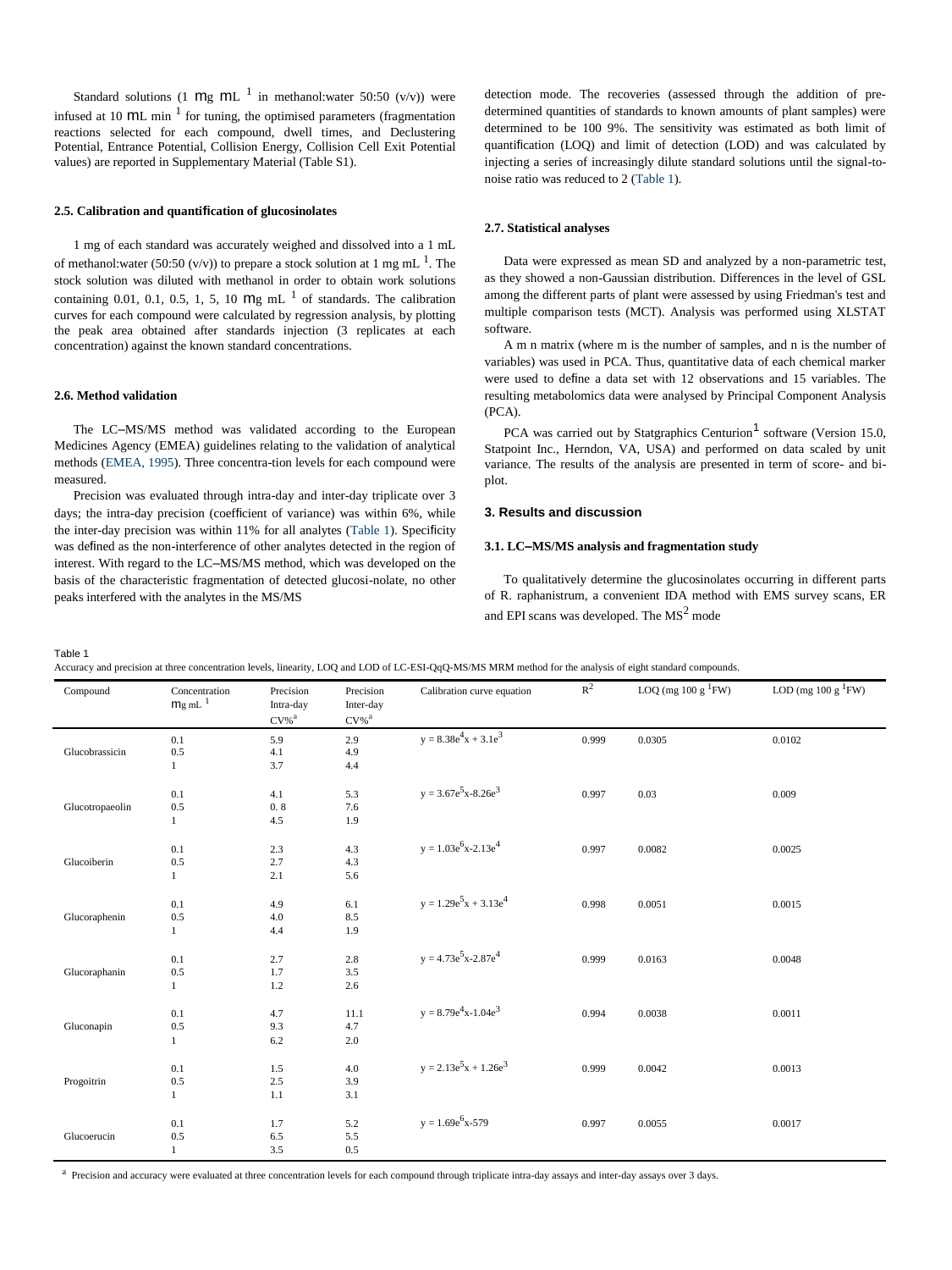Standard solutions (1 mg mL $^{-1}$ in methanol:water 50:50 (v/v)) were infused at 10 mL min $^{-1}$ for tuning, the optimised parameters (fragmentation reactions selected for each compound, dwell times, and Declustering Potential, Entrance Potential, Collision Energy, Collision Cell Exit Potential values) are reported in Supplementary Material (Table S1).

### 2.5. Calibration and quantification of glucosinolates

1 mg of each standard was accurately weighed and dissolved into a 1 mL of methanol:water (50:50 (v/v)) to prepare a stock solution at 1 mg mL $^{-1}$. The stock solution was diluted with methanol in order to obtain work solutions containing 0.01, 0.1, 0.5, 1, 5, 10 mg mL $^{-1}$ of standards. The calibration curves for each compound were calculated by regression analysis, by plotting the peak area obtained after standards injection (3 replicates at each concentration) against the known standard concentrations.

### 2.6. Method validation

The LC–MS/MS method was validated according to the European Medicines Agency (EMEA) guidelines relating to the validation of analytical methods (EMEA, 1995). Three concentra-tion levels for each compound were measured.

Precision was evaluated through intra-day and inter-day triplicate over 3 days; the intra-day precision (coefficient of variance) was within 6%, while the inter-day precision was within 11% for all analytes (Table 1). Specificity was defined as the non-interference of other analytes detected in the region of interest. With regard to the LC–MS/MS method, which was developed on the basis of the characteristic fragmentation of detected glucosi-nolate, no other peaks interfered with the analytes in the MS/MS detection mode. The recoveries (assessed through the addition of pre-determined quantities of standards to known amounts of plant samples) were determined to be 100 9%. The sensitivity was estimated as both limit of quantification (LOQ) and limit of detection (LOD) and was calculated by injecting a series of increasingly dilute standard solutions until the signal-to-noise ratio was reduced to 2 (Table 1).

### 2.7. Statistical analyses

Data were expressed as mean SD and analyzed by a non-parametric test, as they showed a non-Gaussian distribution. Differences in the level of GSL among the different parts of plant were assessed by using Friedman's test and multiple comparison tests (MCT). Analysis was performed using XLSTAT software.

A m n matrix (where m is the number of samples, and n is the number of variables) was used in PCA. Thus, quantitative data of each chemical marker were used to define a data set with 12 observations and 15 variables. The resulting metabolomics data were analysed by Principal Component Analysis (PCA).

PCA was carried out by Statgraphics Centurion[1] software (Version 15.0, Statpoint Inc., Herndon, VA, USA) and performed on data scaled by unit variance. The results of the analysis are presented in term of score- and bi-plot.

## 3. Results and discussion

### 3.1. LC–MS/MS analysis and fragmentation study

To qualitatively determine the glucosinolates occurring in different parts of R. raphanistrum, a convenient IDA method with EMS survey scans, ER and EPI scans was developed. The $MS^2$ mode

Table 1
Accuracy and precision at three concentration levels, linearity, LOQ and LOD of LC-ESI-QqQ-MS/MS MRM method for the analysis of eight standard compounds.

| Compound | Concentration mg mL $^{-1}$ | Precision Intra-day CV%[a] | Precision Inter-day CV%[a] | Calibration curve equation | $R^2$ | LOQ (mg 100 g $^{-1}$FW) | LOD (mg 100 g $^{-1}$FW) |
|---|---|---|---|---|---|---|---|
| Glucobrassicin | 0.1 | 5.9 | 2.9 | $y = 8.38e^4x + 3.1e^3$ | 0.999 | 0.0305 | 0.0102 |
| | 0.5 | 4.1 | 4.9 | | | | |
| | 1 | 3.7 | 4.4 | | | | |
| Glucotropaeolin | 0.1 | 4.1 | 5.3 | $y = 3.67e^5x-8.26e^3$ | 0.997 | 0.03 | 0.009 |
| | 0.5 | 0. 8 | 7.6 | | | | |
| | 1 | 4.5 | 1.9 | | | | |
| Glucoiberin | 0.1 | 2.3 | 4.3 | $y = 1.03e^6x-2.13e^4$ | 0.997 | 0.0082 | 0.0025 |
| | 0.5 | 2.7 | 4.3 | | | | |
| | 1 | 2.1 | 5.6 | | | | |
| Glucoraphenin | 0.1 | 4.9 | 6.1 | $y = 1.29e^5x + 3.13e^4$ | 0.998 | 0.0051 | 0.0015 |
| | 0.5 | 4.0 | 8.5 | | | | |
| | 1 | 4.4 | 1.9 | | | | |
| Glucoraphanin | 0.1 | 2.7 | 2.8 | $y = 4.73e^5x-2.87e^4$ | 0.999 | 0.0163 | 0.0048 |
| | 0.5 | 1.7 | 3.5 | | | | |
| | 1 | 1.2 | 2.6 | | | | |
| Gluconapin | 0.1 | 4.7 | 11.1 | $y = 8.79e^4x-1.04e^3$ | 0.994 | 0.0038 | 0.0011 |
| | 0.5 | 9.3 | 4.7 | | | | |
| | 1 | 6.2 | 2.0 | | | | |
| Progoitrin | 0.1 | 1.5 | 4.0 | $y = 2.13e^5x + 1.26e^3$ | 0.999 | 0.0042 | 0.0013 |
| | 0.5 | 2.5 | 3.9 | | | | |
| | 1 | 1.1 | 3.1 | | | | |
| Glucoerucin | 0.1 | 1.7 | 5.2 | $y = 1.69e^6x-579$ | 0.997 | 0.0055 | 0.0017 |
| | 0.5 | 6.5 | 5.5 | | | | |
| | 1 | 3.5 | 0.5 | | | | |

[a] Precision and accuracy were evaluated at three concentration levels for each compound through triplicate intra-day assays and inter-day assays over 3 days.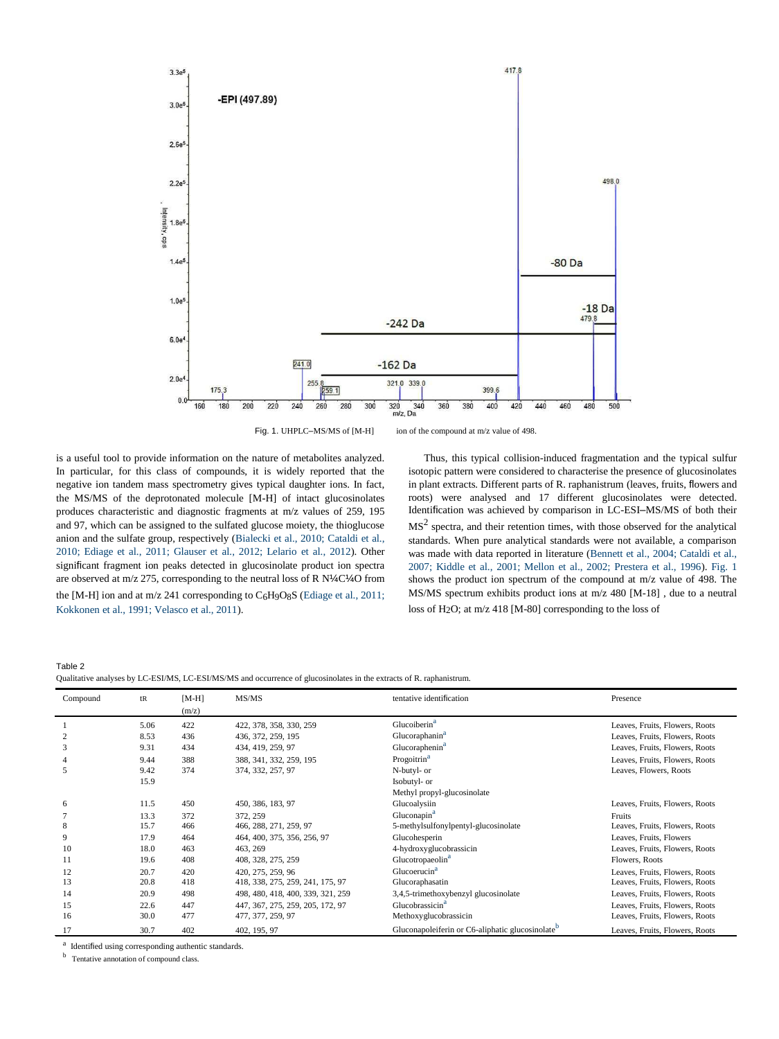Fig. 1. UHPLC–MS/MS of [M-H] ion of the compound at m/z value of 498.

is a useful tool to provide information on the nature of metabolites analyzed. In particular, for this class of compounds, it is widely reported that the negative ion tandem mass spectrometry gives typical daughter ions. In fact, the MS/MS of the deprotonated molecule [M-H] of intact glucosinolates produces characteristic and diagnostic fragments at m/z values of 259, 195 and 97, which can be assigned to the sulfated glucose moiety, the thioglucose anion and the sulfate group, respectively (Bialecki et al., 2010; Cataldi et al., 2010; Ediage et al., 2011; Glauser et al., 2012; Lelario et al., 2012). Other significant fragment ion peaks detected in glucosinolate product ion spectra are observed at m/z 275, corresponding to the neutral loss of R N¼C¼O from the [M-H] ion and at m/z 241 corresponding to $C_6H_9O_8S$ (Ediage et al., 2011; Kokkonen et al., 1991; Velasco et al., 2011).

Thus, this typical collision-induced fragmentation and the typical sulfur isotopic pattern were considered to characterise the presence of glucosinolates in plant extracts. Different parts of R. raphanistrum (leaves, fruits, flowers and roots) were analysed and 17 different glucosinolates were detected. Identification was achieved by comparison in LC-ESI–MS/MS of both their $MS^2$ spectra, and their retention times, with those observed for the analytical standards. When pure analytical standards were not available, a comparison was made with data reported in literature (Bennett et al., 2004; Cataldi et al., 2007; Kiddle et al., 2001; Mellon et al., 2002; Prestera et al., 1996). Fig. 1 shows the product ion spectrum of the compound at m/z value of 498. The MS/MS spectrum exhibits product ions at m/z 480 [M-18] , due to a neutral loss of $H_2O$; at m/z 418 [M-80] corresponding to the loss of

Table 2
Qualitative analyses by LC-ESI/MS, LC-ESI/MS/MS and occurrence of glucosinolates in the extracts of R. raphanistrum.

| Compound | tR | [M-H] (m/z) | MS/MS | tentative identification | Presence |
|---|---|---|---|---|---|
| 1 | 5.06 | 422 | 422, 378, 358, 330, 259 | Glucoiberin[a] | Leaves, Fruits, Flowers, Roots |
| 2 | 8.53 | 436 | 436, 372, 259, 195 | Glucoraphanin[a] | Leaves, Fruits, Flowers, Roots |
| 3 | 9.31 | 434 | 434, 419, 259, 97 | Glucoraphenin[a] | Leaves, Fruits, Flowers, Roots |
| 4 | 9.44 | 388 | 388, 341, 332, 259, 195 | Progoitrin[a] | Leaves, Fruits, Flowers, Roots |
| 5 | 9.42<br>15.9 | 374 | 374, 332, 257, 97 | N-butyl- or<br>Isobutyl- or<br>Methyl propyl-glucosinolate | Leaves, Flowers, Roots |
| 6 | 11.5 | 450 | 450, 386, 183, 97 | Glucoalysiin | Leaves, Fruits, Flowers, Roots |
| 7 | 13.3 | 372 | 372, 259 | Gluconapin[a] | Fruits |
| 8 | 15.7 | 466 | 466, 288, 271, 259, 97 | 5-methylsulfonylpentyl-glucosinolate | Leaves, Fruits, Flowers, Roots |
| 9 | 17.9 | 464 | 464, 400, 375, 356, 256, 97 | Glucohesperin | Leaves, Fruits, Flowers |
| 10 | 18.0 | 463 | 463, 269 | 4-hydroxyglucobrassicin | Leaves, Fruits, Flowers, Roots |
| 11 | 19.6 | 408 | 408, 328, 275, 259 | Glucotropaeolin[a] | Flowers, Roots |
| 12 | 20.7 | 420 | 420, 275, 259, 96 | Glucoerucin[a] | Leaves, Fruits, Flowers, Roots |
| 13 | 20.8 | 418 | 418, 338, 275, 259, 241, 175, 97 | Glucoraphasatin | Leaves, Fruits, Flowers, Roots |
| 14 | 20.9 | 498 | 498, 480, 418, 400, 339, 321, 259 | 3,4,5-trimethoxybenzyl glucosinolate | Leaves, Fruits, Flowers, Roots |
| 15 | 22.6 | 447 | 447, 367, 275, 259, 205, 172, 97 | Glucobrassicin[a] | Leaves, Fruits, Flowers, Roots |
| 16 | 30.0 | 477 | 477, 377, 259, 97 | Methoxyglucobrassicin | Leaves, Fruits, Flowers, Roots |
| 17 | 30.7 | 402 | 402, 195, 97 | Gluconapoleiferin or C6-aliphatic glucosinolate[b] | Leaves, Fruits, Flowers, Roots |

[a] Identified using corresponding authentic standards.

[b] Tentative annotation of compound class.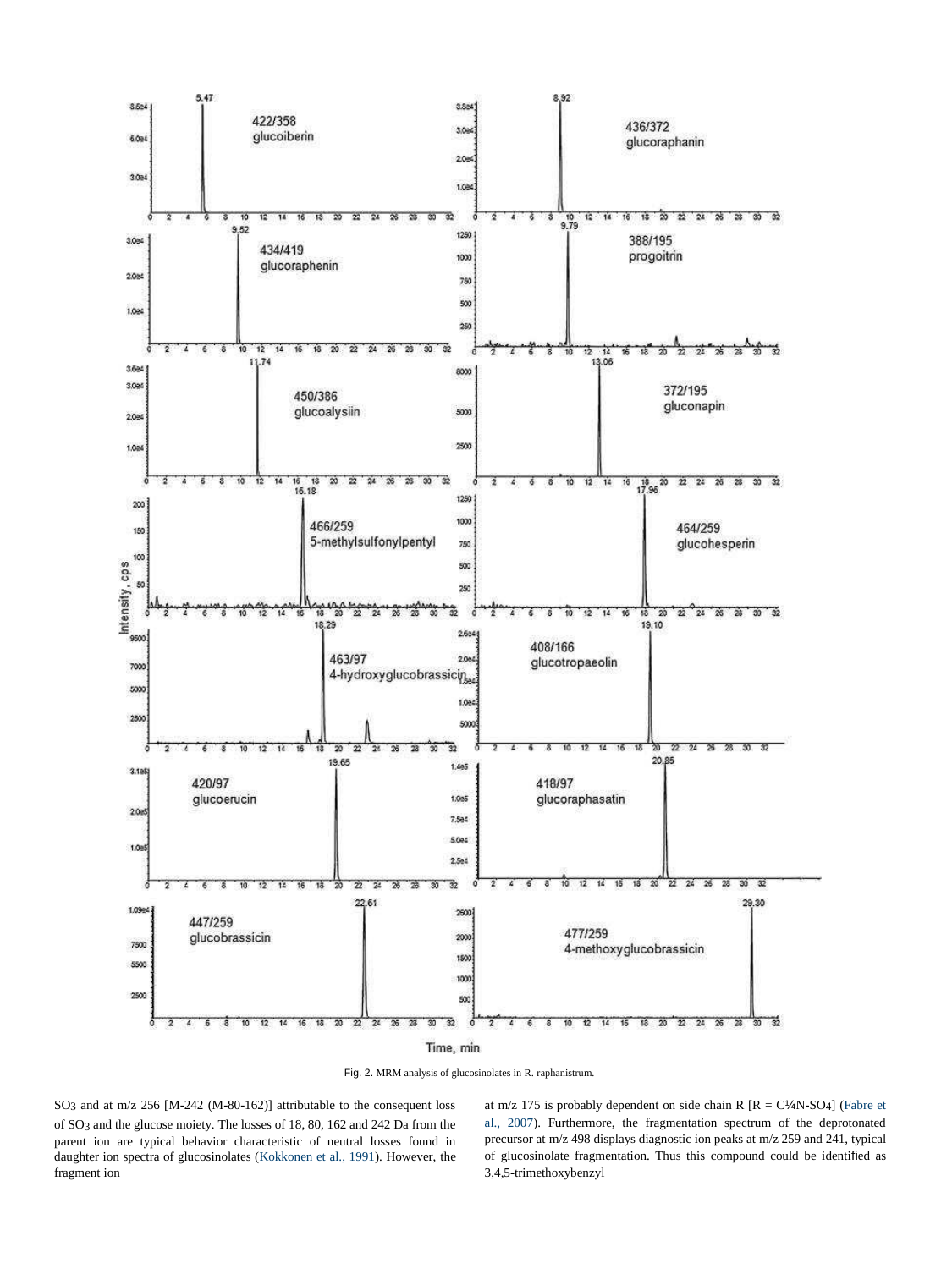Fig. 2. MRM analysis of glucosinolates in R. raphanistrum.

$SO_3$ and at m/z 256 [M-242 (M-80-162)] attributable to the consequent loss of $SO_3$ and the glucose moiety. The losses of 18, 80, 162 and 242 Da from the parent ion are typical behavior characteristic of neutral losses found in daughter ion spectra of glucosinolates (Kokkonen et al., 1991). However, the fragment ion at m/z 175 is probably dependent on side chain R [R = C¼N-SO4] (Fabre et al., 2007). Furthermore, the fragmentation spectrum of the deprotonated precursor at m/z 498 displays diagnostic ion peaks at m/z 259 and 241, typical of glucosinolate fragmentation. Thus this compound could be identified as 3,4,5-trimethoxybenzyl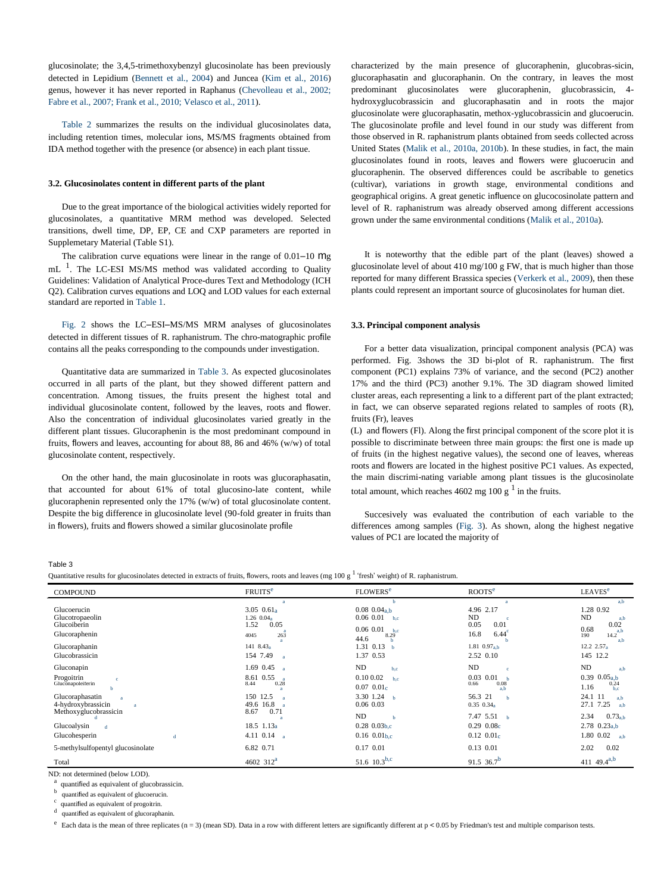glucosinolate; the 3,4,5-trimethoxybenzyl glucosinolate has been previously detected in Lepidium (Bennett et al., 2004) and Juncea (Kim et al., 2016) genus, however it has never reported in Raphanus (Chevolleau et al., 2002; Fabre et al., 2007; Frank et al., 2010; Velasco et al., 2011).

Table 2 summarizes the results on the individual glucosinolates data, including retention times, molecular ions, MS/MS fragments obtained from IDA method together with the presence (or absence) in each plant tissue.

### 3.2. Glucosinolates content in different parts of the plant

Due to the great importance of the biological activities widely reported for glucosinolates, a quantitative MRM method was developed. Selected transitions, dwell time, DP, EP, CE and CXP parameters are reported in Supplemetary Material (Table S1).

The calibration curve equations were linear in the range of 0.01–10 mg mL [1]. The LC-ESI MS/MS method was validated according to Quality Guidelines: Validation of Analytical Proce-dures Text and Methodology (ICH Q2). Calibration curves equations and LOQ and LOD values for each external standard are reported in Table 1.

Fig. 2 shows the LC–ESI–MS/MS MRM analyses of glucosinolates detected in different tissues of R. raphanistrum. The chro-matographic profile contains all the peaks corresponding to the compounds under investigation.

Quantitative data are summarized in Table 3. As expected glucosinolates occurred in all parts of the plant, but they showed different pattern and concentration. Among tissues, the fruits present the highest total and individual glucosinolate content, followed by the leaves, roots and flower. Also the concentration of individual glucosinolates varied greatly in the different plant tissues. Glucoraphenin is the most predominant compound in fruits, flowers and leaves, accounting for about 88, 86 and 46% (w/w) of total glucosinolate content, respectively.

On the other hand, the main glucosinolate in roots was glucoraphasatin, that accounted for about 61% of total glucosino-late content, while glucoraphenin represented only the 17% (w/w) of total glucosinolate content. Despite the big difference in glucosinolate level (90-fold greater in fruits than in flowers), fruits and flowers showed a similar glucosinolate profile characterized by the main presence of glucoraphenin, glucobras-sicin, glucoraphasatin and glucoraphanin. On the contrary, in leaves the most predominant glucosinolates were glucoraphenin, glucobrassicin, 4-hydroxyglucobrassicin and glucoraphasatin and in roots the major glucosinolate were glucoraphasatin, methox-yglucobrassicin and glucoerucin. The glucosinolate profile and level found in our study was different from those observed in R. raphanistrum plants obtained from seeds collected across United States (Malik et al., 2010a, 2010b). In these studies, in fact, the main glucosinolates found in roots, leaves and flowers were glucoerucin and glucoraphenin. The observed differences could be ascribable to genetics (cultivar), variations in growth stage, environmental conditions and geographical origins. A great genetic influence on glucocosinolate pattern and level of R. raphanistrum was already observed among different accessions grown under the same environmental conditions (Malik et al., 2010a).

It is noteworthy that the edible part of the plant (leaves) showed a glucosinolate level of about 410 mg/100 g FW, that is much higher than those reported for many different Brassica species (Verkerk et al., 2009), then these plants could represent an important source of glucosinolates for human diet.

### 3.3. Principal component analysis

For a better data visualization, principal component analysis (PCA) was performed. Fig. 3shows the 3D bi-plot of R. raphanistrum. The first component (PC1) explains 73% of variance, and the second (PC2) another 17% and the third (PC3) another 9.1%. The 3D diagram showed limited cluster areas, each representing a link to a different part of the plant extracted; in fact, we can observe separated regions related to samples of roots (R), fruits (Fr), leaves (L) and flowers (Fl). Along the first principal component of the score plot it is possible to discriminate between three main groups: the first one is made up of fruits (in the highest negative values), the second one of leaves, whereas roots and flowers are located in the highest positive PC1 values. As expected, the main discrimi-nating variable among plant tissues is the glucosinolate total amount, which reaches 4602 mg 100 g [1] in the fruits.

Succesively was evaluated the contribution of each variable to the differences among samples (Fig. 3). As shown, along the highest negative values of PC1 are located the majority of

Table 3
Quantitative results for glucosinolates detected in extracts of fruits, flowers, roots and leaves (mg 100 g [1] 'fresh' weight) of R. raphanistrum.

| COMPOUND | FRUITS[e] | FLOWERS[e] | ROOTS[e] | LEAVES[e] |
|---|---|---|---|---|
| Glucoerucin | 3.05 0.61[a] | 0.08 0.04[a,b] | 4.96 2.17 | 1.28 0.92 |
| Glucotropaeolin[c] | 1.26 0.04[a] | 0.06 0.01[b,c] | ND[c] | ND[a,b] |
| Glucoiberin | 1.52 0.05 | 0.06 0.01[b,c] | 0.05 0.01 | 0.68 0.02 |
| Glucoraphenin | 4045 263[a] | 44.6 8.29[b] | 16.8 6.44[c] | 190 14.2[a,b] |
| Glucoraphanin | 141 8.43[a] | 1.31 0.13[b] | 1.81 0.97[a,b] | 12.2 2.57[a] |
| Glucobrassicin | 154 7.49[a] | 1.37 0.53 | 2.52 0.10 | 145 12.2 |
| Gluconapin | 1.69 0.45[a] | ND[b,c] | ND[c] | ND[a,b] |
| Progoitrin | 8.61 0.55[a] | 0.10 0.02[b,c] | 0.03 0.01[b] | 0.39 0.05[a,b] |
| Gluconapoleiferin[c] | 8.44 0.28[a] | 0.07 0.01[c] | 0.66 0.08[a,b] | 1.16 0.24[b,c] |
| Glucoraphasatin[a] | 150 12.5[a] | 3.30 1.24[b] | 56.3 21[b] | 24.1 11[a,b] |
| 4-hydroxybrassicin[a] | 49.6 16.8[a] | 0.06 0.03 | 0.35 0.34[a] | 27.1 7.25[a,b] |
| Methoxyglucobrassicin[d] | 8.67 0.71[a] | ND[b] | 7.47 5.51[b] | 2.34 0.73[a,b] |
| Glucoalysin[d] | 18.5 1.13[a] | 0.28 0.03[b,c] | 0.29 0.08[c] | 2.78 0.23[a,b] |
| Glucohesperin[d] | 4.11 0.14[a] | 0.16 0.01[b,c] | 0.12 0.01[c] | 1.80 0.02[a,b] |
| 5-methylsulfopentyl glucosinolate | 6.82 0.71 | 0.17 0.01 | 0.13 0.01 | 2.02 0.02 |
| Total | 4602 312[a] | 51.6 10.3[b,c] | 91.5 36.7[b] | 411 49.4[a,b] |

ND: not determined (below LOD).
[a] quantified as equivalent of glucobrassicin.
[b] quantified as equivalent of glucoerucin.
[c] quantified as equivalent of progoitrin.
[d] quantified as equivalent of glucoraphanin.
[e] Each data is the mean of three replicates (n = 3) (mean SD). Data in a row with different letters are significantly different at $p < 0.05$ by Friedman's test and multiple comparison tests.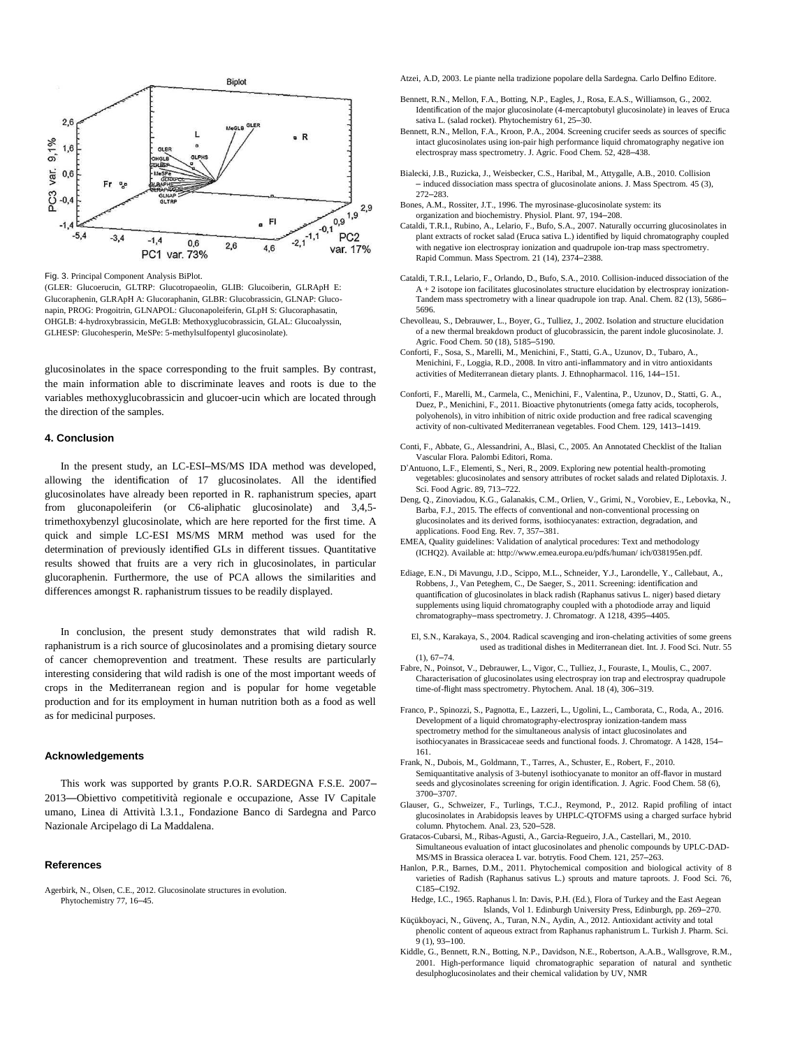Fig. 3. Principal Component Analysis BiPlot.
(GLER: Glucoerucin, GLTRP: Glucotropaeolin, GLIB: Glucoiberin, GLRApH E: Glucoraphenin, GLRApH A: Glucoraphanin, GLBR: Glucobrassicin, GLNAP: Gluconapin, PROG: Progoitrin, GLNAPOL: Gluconapoleiferin, GLpH S: Glucoraphasatin, OHGLB: 4-hydroxybrassicin, MeGLB: Methoxyglucobrassicin, GLAL: Glucoalyssin, GLHESP: Glucohesperin, MeSPe: 5-methylsulfopentyl glucosinolate).

glucosinolates in the space corresponding to the fruit samples. By contrast, the main information able to discriminate leaves and roots is due to the variables methoxyglucobrassicin and glucoer-ucin which are located through the direction of the samples.

## 4. Conclusion

In the present study, an LC-ESI–MS/MS IDA method was developed, allowing the identification of 17 glucosinolates. All the identified glucosinolates have already been reported in R. raphanistrum species, apart from gluconapoleiferin (or C6-aliphatic glucosinolate) and 3,4,5-trimethoxybenzyl glucosinolate, which are here reported for the first time. A quick and simple LC-ESI MS/MS MRM method was used for the determination of previously identified GLs in different tissues. Quantitative results showed that fruits are a very rich in glucosinolates, in particular glucoraphenin. Furthermore, the use of PCA allows the similarities and differences amongst R. raphanistrum tissues to be readily displayed.

In conclusion, the present study demonstrates that wild radish R. raphanistrum is a rich source of glucosinolates and a promising dietary source of cancer chemoprevention and treatment. These results are particularly interesting considering that wild radish is one of the most important weeds of crops in the Mediterranean region and is popular for home vegetable production and for its employment in human nutrition both as a food as well as for medicinal purposes.

## Acknowledgements

This work was supported by grants P.O.R. SARDEGNA F.S.E. 2007–2013—Obiettivo competitività regionale e occupazione, Asse IV Capitale umano, Linea di Attività l.3.1., Fondazione Banco di Sardegna and Parco Nazionale Arcipelago di La Maddalena.

## References

Agerbirk, N., Olsen, C.E., 2012. Glucosinolate structures in evolution. Phytochemistry 77, 16–45.

Atzei, A.D, 2003. Le piante nella tradizione popolare della Sardegna. Carlo Delfino Editore.

Bennett, R.N., Mellon, F.A., Botting, N.P., Eagles, J., Rosa, E.A.S., Williamson, G., 2002. Identification of the major glucosinolate (4-mercaptobutyl glucosinolate) in leaves of Eruca sativa L. (salad rocket). Phytochemistry 61, 25–30.

Bennett, R.N., Mellon, F.A., Kroon, P.A., 2004. Screening crucifer seeds as sources of specific intact glucosinolates using ion-pair high performance liquid chromatography negative ion electrospray mass spectrometry. J. Agric. Food Chem. 52, 428–438.

Bialecki, J.B., Ruzicka, J., Weisbecker, C.S., Haribal, M., Attygalle, A.B., 2010. Collision – induced dissociation mass spectra of glucosinolate anions. J. Mass Spectrom. 45 (3), 272–283.

Bones, A.M., Rossiter, J.T., 1996. The myrosinase-glucosinolate system: its organization and biochemistry. Physiol. Plant. 97, 194–208.

Cataldi, T.R.I., Rubino, A., Lelario, F., Bufo, S.A., 2007. Naturally occurring glucosinolates in plant extracts of rocket salad (Eruca sativa L.) identified by liquid chromatography coupled with negative ion electrospray ionization and quadrupole ion-trap mass spectrometry. Rapid Commun. Mass Spectrom. 21 (14), 2374–2388.

Cataldi, T.R.I., Lelario, F., Orlando, D., Bufo, S.A., 2010. Collision-induced dissociation of the A + 2 isotope ion facilitates glucosinolates structure elucidation by electrospray ionization-Tandem mass spectrometry with a linear quadrupole ion trap. Anal. Chem. 82 (13), 5686–5696.

Chevolleau, S., Debrauwer, L., Boyer, G., Tulliez, J., 2002. Isolation and structure elucidation of a new thermal breakdown product of glucobrassicin, the parent indole glucosinolate. J. Agric. Food Chem. 50 (18), 5185–5190.

Conforti, F., Sosa, S., Marelli, M., Menichini, F., Statti, G.A., Uzunov, D., Tubaro, A., Menichini, F., Loggia, R.D., 2008. In vitro anti-inflammatory and in vitro antioxidants activities of Mediterranean dietary plants. J. Ethnopharmacol. 116, 144–151.

Conforti, F., Marelli, M., Carmela, C., Menichini, F., Valentina, P., Uzunov, D., Statti, G. A., Duez, P., Menichini, F., 2011. Bioactive phytonutrients (omega fatty acids, tocopherols, polyohenols), in vitro inhibition of nitric oxide production and free radical scavenging activity of non-cultivated Mediterranean vegetables. Food Chem. 129, 1413–1419.

Conti, F., Abbate, G., Alessandrini, A., Blasi, C., 2005. An Annotated Checklist of the Italian Vascular Flora. Palombi Editori, Roma.

D'Antuono, L.F., Elementi, S., Neri, R., 2009. Exploring new potential health-promoting vegetables: glucosinolates and sensory attributes of rocket salads and related Diplotaxis. J. Sci. Food Agric. 89, 713–722.

Deng, Q., Zinoviadou, K.G., Galanakis, C.M., Orlien, V., Grimi, N., Vorobiev, E., Lebovka, N., Barba, F.J., 2015. The effects of conventional and non-conventional processing on glucosinolates and its derived forms, isothiocyanates: extraction, degradation, and applications. Food Eng. Rev. 7, 357–381.

EMEA, Quality guidelines: Validation of analytical procedures: Text and methodology (ICHQ2). Available at: http://www.emea.europa.eu/pdfs/human/ ich/038195en.pdf.

Ediage, E.N., Di Mavungu, J.D., Scippo, M.L., Schneider, Y.J., Larondelle, Y., Callebaut, A., Robbens, J., Van Peteghem, C., De Saeger, S., 2011. Screening: identification and quantification of glucosinolates in black radish (Raphanus sativus L. niger) based dietary supplements using liquid chromatography coupled with a photodiode array and liquid chromatography–mass spectrometry. J. Chromatogr. A 1218, 4395–4405.

El, S.N., Karakaya, S., 2004. Radical scavenging and iron-chelating activities of some greens used as traditional dishes in Mediterranean diet. Int. J. Food Sci. Nutr. 55 (1), 67–74.

Fabre, N., Poinsot, V., Debrauwer, L., Vigor, C., Tulliez, J., Fouraste, I., Moulis, C., 2007. Characterisation of glucosinolates using electrospray ion trap and electrospray quadrupole time-of-flight mass spectrometry. Phytochem. Anal. 18 (4), 306–319.

Franco, P., Spinozzi, S., Pagnotta, E., Lazzeri, L., Ugolini, L., Camborata, C., Roda, A., 2016. Development of a liquid chromatography-electrospray ionization-tandem mass spectrometry method for the simultaneous analysis of intact glucosinolates and isothiocyanates in Brassicaceae seeds and functional foods. J. Chromatogr. A 1428, 154–161.

Frank, N., Dubois, M., Goldmann, T., Tarres, A., Schuster, E., Robert, F., 2010. Semiquantitative analysis of 3-butenyl isothiocyanate to monitor an off-flavor in mustard seeds and glycosinolates screening for origin identification. J. Agric. Food Chem. 58 (6), 3700–3707.

Glauser, G., Schweizer, F., Turlings, T.C.J., Reymond, P., 2012. Rapid profiling of intact glucosinolates in Arabidopsis leaves by UHPLC-QTOFMS using a charged surface hybrid column. Phytochem. Anal. 23, 520–528.

Gratacos-Cubarsi, M., Ribas-Agusti, A., Garcia-Regueiro, J.A., Castellari, M., 2010. Simultaneous evaluation of intact glucosinolates and phenolic compounds by UPLC-DAD-MS/MS in Brassica oleracea L var. botrytis. Food Chem. 121, 257–263.

Hanlon, P.R., Barnes, D.M., 2011. Phytochemical composition and biological activity of 8 varieties of Radish (Raphanus sativus L.) sprouts and mature taproots. J. Food Sci. 76, C185–C192.

Hedge, I.C., 1965. Raphanus l. In: Davis, P.H. (Ed.), Flora of Turkey and the East Aegean Islands, Vol 1. Edinburgh University Press, Edinburgh, pp. 269–270.

Küçükboyaci, N., Güvenç, A., Turan, N.N., Aydin, A., 2012. Antioxidant activity and total phenolic content of aqueous extract from Raphanus raphanistrum L. Turkish J. Pharm. Sci. 9 (1), 93–100.

Kiddle, G., Bennett, R.N., Botting, N.P., Davidson, N.E., Robertson, A.A.B., Wallsgrove, R.M., 2001. High-performance liquid chromatographic separation of natural and synthetic desulphoglucosinolates and their chemical validation by UV, NMR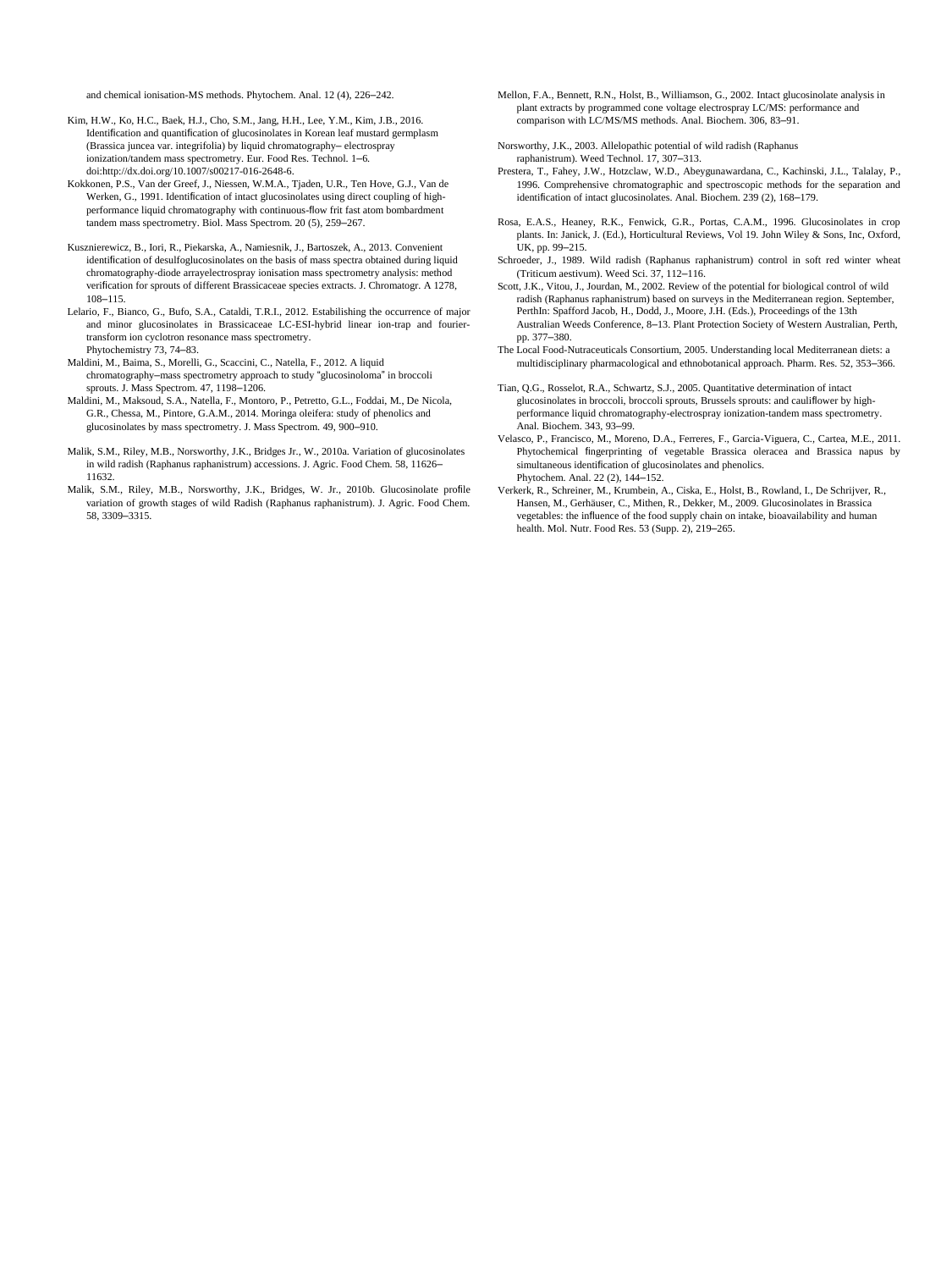and chemical ionisation-MS methods. Phytochem. Anal. 12 (4), 226–242.

Kim, H.W., Ko, H.C., Baek, H.J., Cho, S.M., Jang, H.H., Lee, Y.M., Kim, J.B., 2016. Identification and quantification of glucosinolates in Korean leaf mustard germplasm (Brassica juncea var. integrifolia) by liquid chromatography– electrospray ionization/tandem mass spectrometry. Eur. Food Res. Technol. 1–6. doi:http://dx.doi.org/10.1007/s00217-016-2648-6.

Kokkonen, P.S., Van der Greef, J., Niessen, W.M.A., Tjaden, U.R., Ten Hove, G.J., Van de Werken, G., 1991. Identification of intact glucosinolates using direct coupling of high-performance liquid chromatography with continuous-flow frit fast atom bombardment tandem mass spectrometry. Biol. Mass Spectrom. 20 (5), 259–267.

Kusznierewicz, B., Iori, R., Piekarska, A., Namiesnik, J., Bartoszek, A., 2013. Convenient identification of desulfoglucosinolates on the basis of mass spectra obtained during liquid chromatography-diode arrayelectrospray ionisation mass spectrometry analysis: method verification for sprouts of different Brassicaceae species extracts. J. Chromatogr. A 1278, 108–115.

Lelario, F., Bianco, G., Bufo, S.A., Cataldi, T.R.I., 2012. Estabilishing the occurrence of major and minor glucosinolates in Brassicaceae LC-ESI-hybrid linear ion-trap and fourier-transform ion cyclotron resonance mass spectrometry. Phytochemistry 73, 74–83.

Maldini, M., Baima, S., Morelli, G., Scaccini, C., Natella, F., 2012. A liquid chromatography–mass spectrometry approach to study "glucosinoloma" in broccoli sprouts. J. Mass Spectrom. 47, 1198–1206.

Maldini, M., Maksoud, S.A., Natella, F., Montoro, P., Petretto, G.L., Foddai, M., De Nicola, G.R., Chessa, M., Pintore, G.A.M., 2014. Moringa oleifera: study of phenolics and glucosinolates by mass spectrometry. J. Mass Spectrom. 49, 900–910.

Malik, S.M., Riley, M.B., Norsworthy, J.K., Bridges Jr., W., 2010a. Variation of glucosinolates in wild radish (Raphanus raphanistrum) accessions. J. Agric. Food Chem. 58, 11626–11632.

Malik, S.M., Riley, M.B., Norsworthy, J.K., Bridges, W. Jr., 2010b. Glucosinolate profile variation of growth stages of wild Radish (Raphanus raphanistrum). J. Agric. Food Chem. 58, 3309–3315.

Mellon, F.A., Bennett, R.N., Holst, B., Williamson, G., 2002. Intact glucosinolate analysis in plant extracts by programmed cone voltage electrospray LC/MS: performance and comparison with LC/MS/MS methods. Anal. Biochem. 306, 83–91.

Norsworthy, J.K., 2003. Allelopathic potential of wild radish (Raphanus raphanistrum). Weed Technol. 17, 307–313.

Prestera, T., Fahey, J.W., Hotzclaw, W.D., Abeygunawardana, C., Kachinski, J.L., Talalay, P., 1996. Comprehensive chromatographic and spectroscopic methods for the separation and identification of intact glucosinolates. Anal. Biochem. 239 (2), 168–179.

Rosa, E.A.S., Heaney, R.K., Fenwick, G.R., Portas, C.A.M., 1996. Glucosinolates in crop plants. In: Janick, J. (Ed.), Horticultural Reviews, Vol 19. John Wiley & Sons, Inc, Oxford, UK, pp. 99–215.

Schroeder, J., 1989. Wild radish (Raphanus raphanistrum) control in soft red winter wheat (Triticum aestivum). Weed Sci. 37, 112–116.

Scott, J.K., Vitou, J., Jourdan, M., 2002. Review of the potential for biological control of wild radish (Raphanus raphanistrum) based on surveys in the Mediterranean region. September, PerthIn: Spafford Jacob, H., Dodd, J., Moore, J.H. (Eds.), Proceedings of the 13th Australian Weeds Conference, 8–13. Plant Protection Society of Western Australian, Perth, pp. 377–380.

The Local Food-Nutraceuticals Consortium, 2005. Understanding local Mediterranean diets: a multidisciplinary pharmacological and ethnobotanical approach. Pharm. Res. 52, 353–366.

Tian, Q.G., Rosselot, R.A., Schwartz, S.J., 2005. Quantitative determination of intact glucosinolates in broccoli, broccoli sprouts, Brussels sprouts: and cauliflower by high-performance liquid chromatography-electrospray ionization-tandem mass spectrometry. Anal. Biochem. 343, 93–99.

Velasco, P., Francisco, M., Moreno, D.A., Ferreres, F., Garcia-Viguera, C., Cartea, M.E., 2011. Phytochemical fingerprinting of vegetable Brassica oleracea and Brassica napus by simultaneous identification of glucosinolates and phenolics. Phytochem. Anal. 22 (2), 144–152.

Verkerk, R., Schreiner, M., Krumbein, A., Ciska, E., Holst, B., Rowland, I., De Schrijver, R., Hansen, M., Gerhäuser, C., Mithen, R., Dekker, M., 2009. Glucosinolates in Brassica vegetables: the influence of the food supply chain on intake, bioavailability and human health. Mol. Nutr. Food Res. 53 (Supp. 2), 219–265.